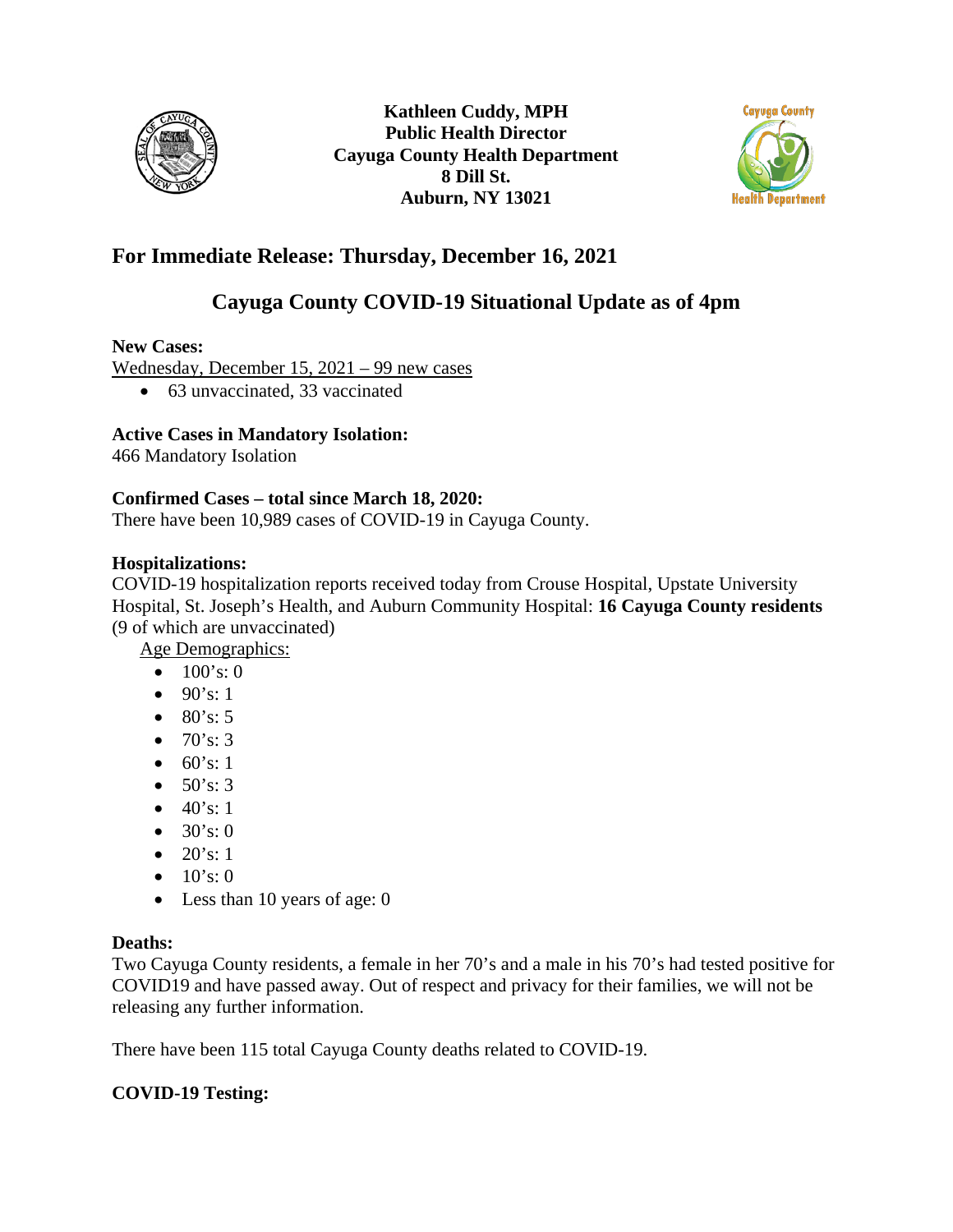**Kathleen Cuddy, MPH**
**Public Health Director**
**Cayuga County Health Department**
**8 Dill St.**
**Auburn, NY 13021**

## For Immediate Release: Thursday, December 16, 2021

## Cayuga County COVID-19 Situational Update as of 4pm

**New Cases:**

Wednesday, December 15, 2021 – 99 new cases

- 63 unvaccinated, 33 vaccinated

**Active Cases in Mandatory Isolation:**

466 Mandatory Isolation

**Confirmed Cases – total since March 18, 2020:**

There have been 10,989 cases of COVID-19 in Cayuga County.

**Hospitalizations:**

COVID-19 hospitalization reports received today from Crouse Hospital, Upstate University Hospital, St. Joseph's Health, and Auburn Community Hospital: **16 Cayuga County residents** (9 of which are unvaccinated)

Age Demographics:

- 100's: 0
- 90's: 1
- 80's: 5
- 70's: 3
- 60's: 1
- 50's: 3
- 40's: 1
- 30's: 0
- 20's: 1
- 10's: 0
- Less than 10 years of age: 0

**Deaths:**

Two Cayuga County residents, a female in her 70's and a male in his 70's had tested positive for COVID19 and have passed away. Out of respect and privacy for their families, we will not be releasing any further information.

There have been 115 total Cayuga County deaths related to COVID-19.

**COVID-19 Testing:**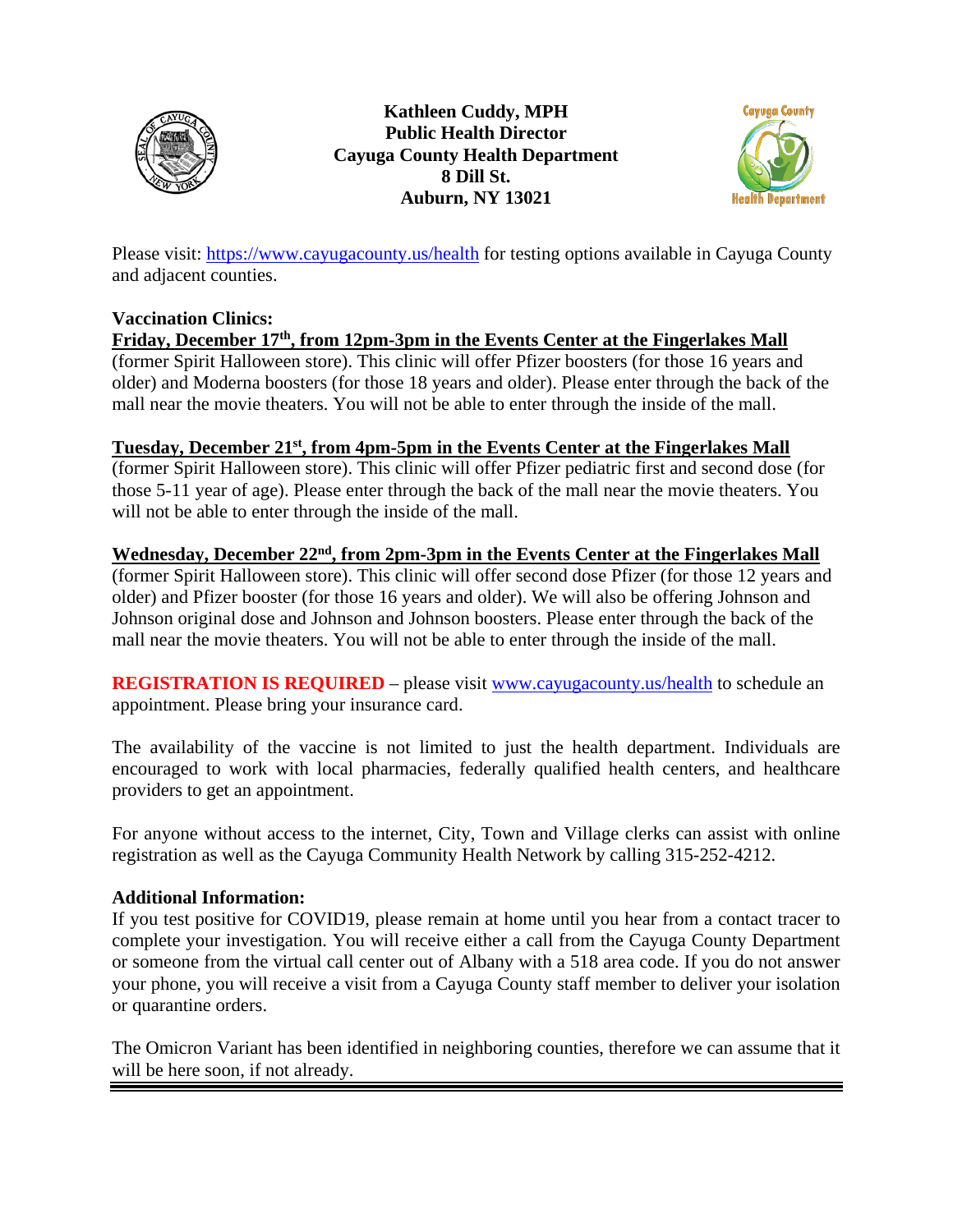**Kathleen Cuddy, MPH**
**Public Health Director**
**Cayuga County Health Department**
**8 Dill St.**
**Auburn, NY 13021**

Please visit: https://www.cayugacounty.us/health for testing options available in Cayuga County and adjacent counties.

**Vaccination Clinics:**

**Friday, December 17th, from 12pm-3pm in the Events Center at the Fingerlakes Mall** (former Spirit Halloween store). This clinic will offer Pfizer boosters (for those 16 years and older) and Moderna boosters (for those 18 years and older). Please enter through the back of the mall near the movie theaters. You will not be able to enter through the inside of the mall.

**Tuesday, December 21st, from 4pm-5pm in the Events Center at the Fingerlakes Mall** (former Spirit Halloween store). This clinic will offer Pfizer pediatric first and second dose (for those 5-11 year of age). Please enter through the back of the mall near the movie theaters. You will not be able to enter through the inside of the mall.

**Wednesday, December 22nd, from 2pm-3pm in the Events Center at the Fingerlakes Mall** (former Spirit Halloween store). This clinic will offer second dose Pfizer (for those 12 years and older) and Pfizer booster (for those 16 years and older). We will also be offering Johnson and Johnson original dose and Johnson and Johnson boosters. Please enter through the back of the mall near the movie theaters. You will not be able to enter through the inside of the mall.

**REGISTRATION IS REQUIRED** – please visit www.cayugacounty.us/health to schedule an appointment. Please bring your insurance card.

The availability of the vaccine is not limited to just the health department. Individuals are encouraged to work with local pharmacies, federally qualified health centers, and healthcare providers to get an appointment.

For anyone without access to the internet, City, Town and Village clerks can assist with online registration as well as the Cayuga Community Health Network by calling 315-252-4212.

**Additional Information:**

If you test positive for COVID19, please remain at home until you hear from a contact tracer to complete your investigation. You will receive either a call from the Cayuga County Department or someone from the virtual call center out of Albany with a 518 area code. If you do not answer your phone, you will receive a visit from a Cayuga County staff member to deliver your isolation or quarantine orders.

The Omicron Variant has been identified in neighboring counties, therefore we can assume that it will be here soon, if not already.